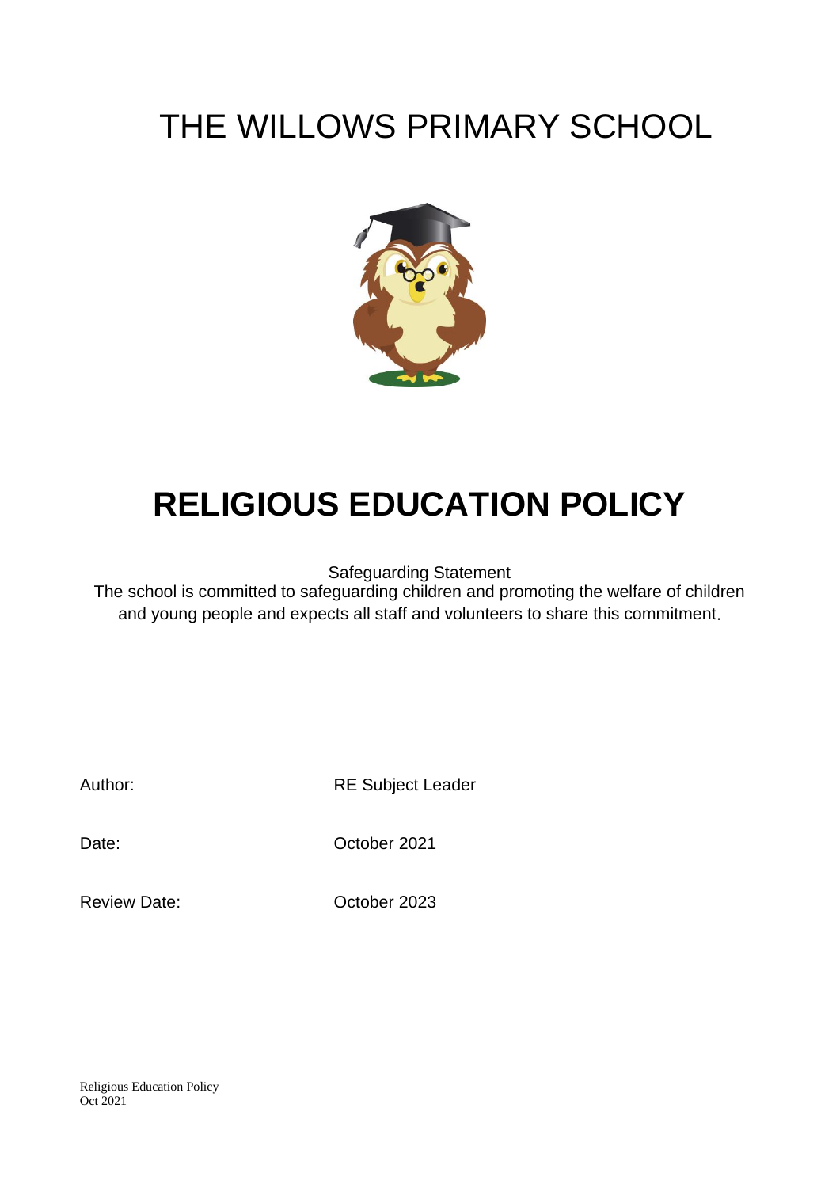# THE WILLOWS PRIMARY SCHOOL

# RELIGIOUS EDUCATION POLICY

Safeguarding Statement

The school is committed to safeguarding children and promoting the welfare of children and young people and expects all staff and volunteers to share this commitment.

Author: RE Subject Leader

Date: October 2021

Review Date: October 2023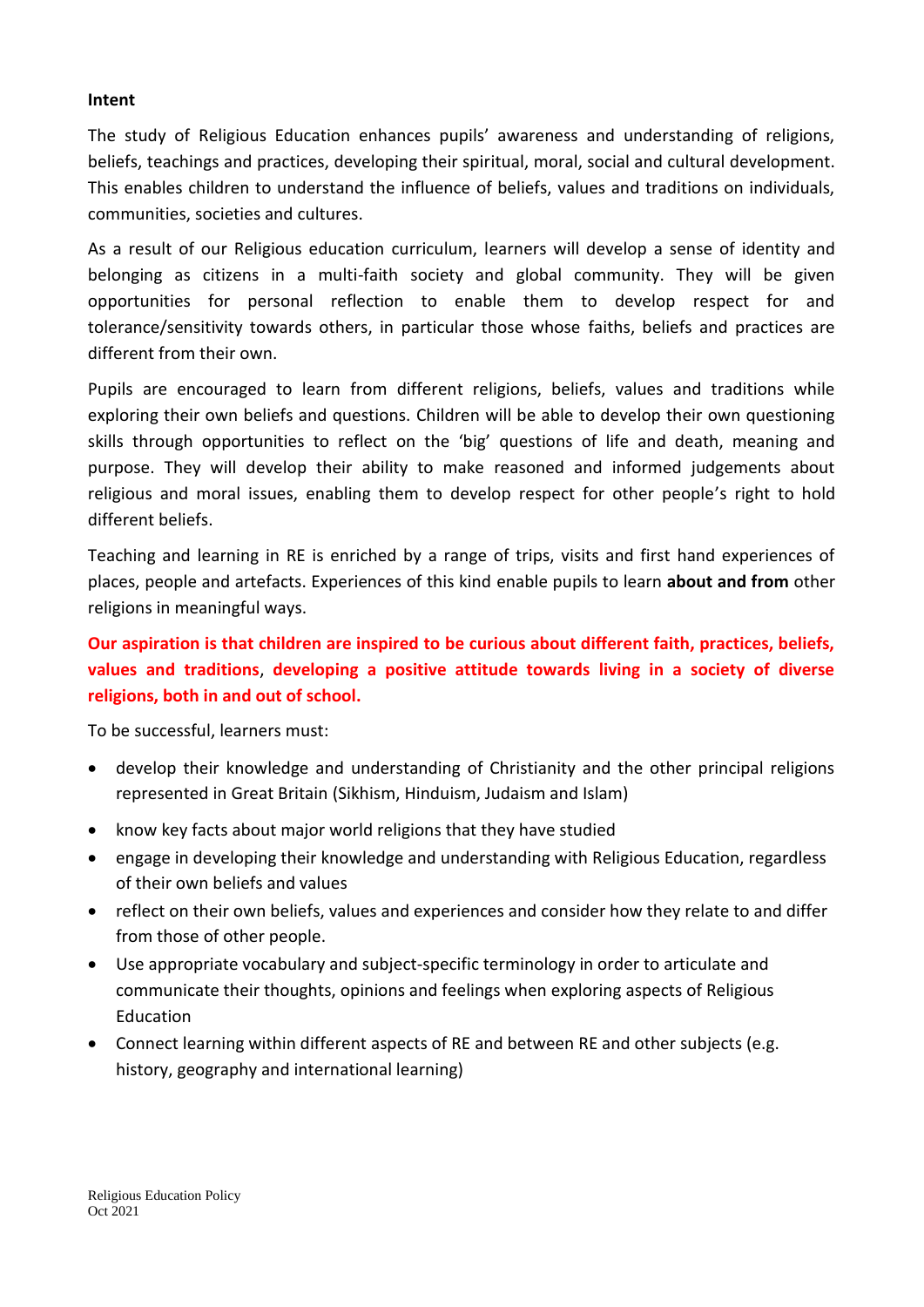**Intent**

The study of Religious Education enhances pupils' awareness and understanding of religions, beliefs, teachings and practices, developing their spiritual, moral, social and cultural development. This enables children to understand the influence of beliefs, values and traditions on individuals, communities, societies and cultures.

As a result of our Religious education curriculum, learners will develop a sense of identity and belonging as citizens in a multi-faith society and global community. They will be given opportunities for personal reflection to enable them to develop respect for and tolerance/sensitivity towards others, in particular those whose faiths, beliefs and practices are different from their own.

Pupils are encouraged to learn from different religions, beliefs, values and traditions while exploring their own beliefs and questions. Children will be able to develop their own questioning skills through opportunities to reflect on the 'big' questions of life and death, meaning and purpose. They will develop their ability to make reasoned and informed judgements about religious and moral issues, enabling them to develop respect for other people's right to hold different beliefs.

Teaching and learning in RE is enriched by a range of trips, visits and first hand experiences of places, people and artefacts. Experiences of this kind enable pupils to learn **about and from** other religions in meaningful ways.

**Our aspiration is that children are inspired to be curious about different faith, practices, beliefs, values and traditions, developing a positive attitude towards living in a society of diverse religions, both in and out of school.**

To be successful, learners must:

- develop their knowledge and understanding of Christianity and the other principal religions represented in Great Britain (Sikhism, Hinduism, Judaism and Islam)
- know key facts about major world religions that they have studied
- engage in developing their knowledge and understanding with Religious Education, regardless of their own beliefs and values
- reflect on their own beliefs, values and experiences and consider how they relate to and differ from those of other people.
- Use appropriate vocabulary and subject-specific terminology in order to articulate and communicate their thoughts, opinions and feelings when exploring aspects of Religious Education
- Connect learning within different aspects of RE and between RE and other subjects (e.g. history, geography and international learning)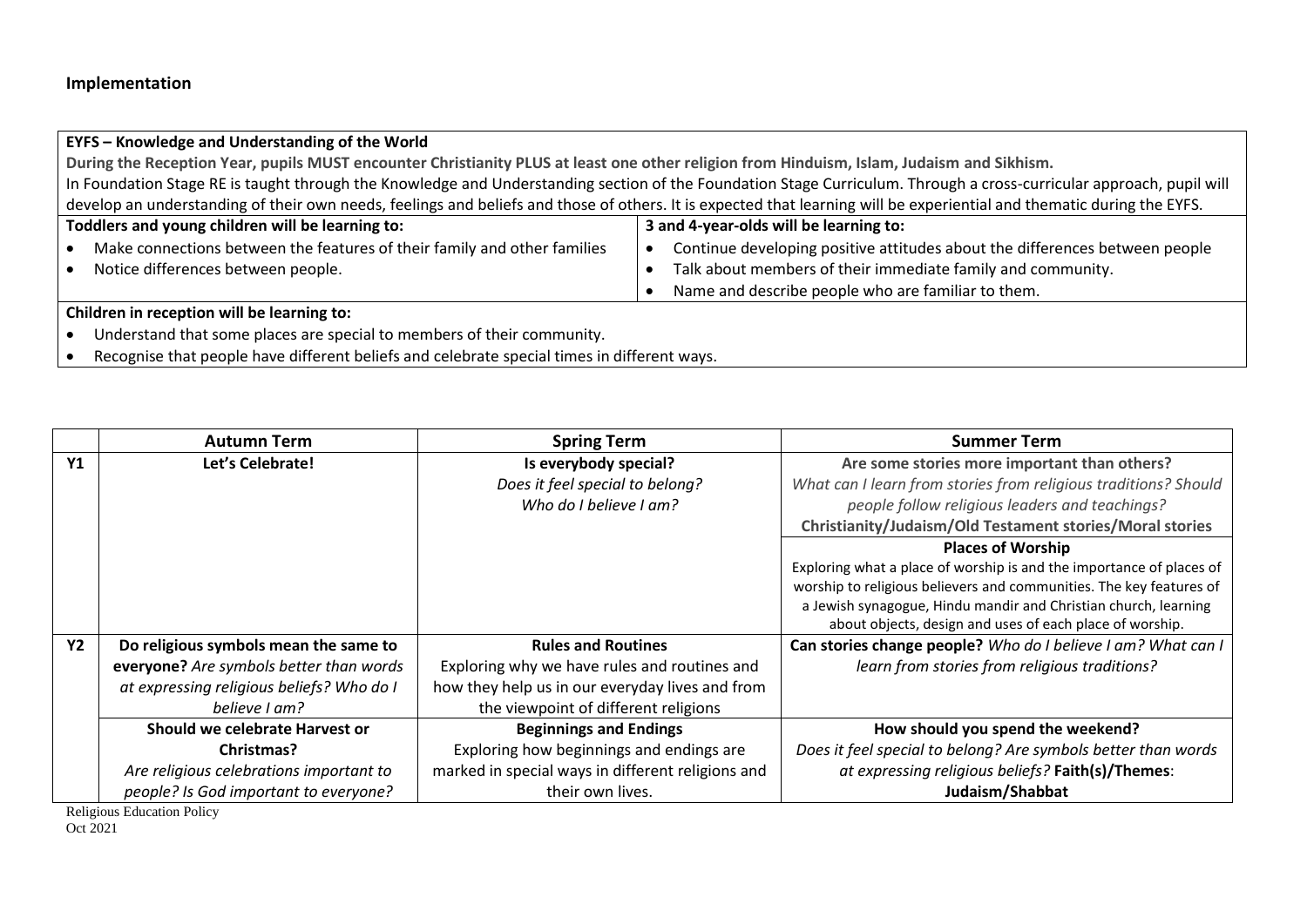## Implementation

| **EYFS – Knowledge and Understanding of the World** | |
|---|---|
| **During the Reception Year, pupils MUST encounter Christianity PLUS at least one other religion from Hinduism, Islam, Judaism and Sikhism.** In Foundation Stage RE is taught through the Knowledge and Understanding section of the Foundation Stage Curriculum. Through a cross-curricular approach, pupil will develop an understanding of their own needs, feelings and beliefs and those of others. It is expected that learning will be experiential and thematic during the EYFS. | |
| **Toddlers and young children will be learning to:** | **3 and 4-year-olds will be learning to:** |
| • Make connections between the features of their family and other families<br>• Notice differences between people. | • Continue developing positive attitudes about the differences between people<br>• Talk about members of their immediate family and community.<br>• Name and describe people who are familiar to them. |
| **Children in reception will be learning to:**<br>• Understand that some places are special to members of their community.<br>• Recognise that people have different beliefs and celebrate special times in different ways. | |

| | **Autumn Term** | **Spring Term** | **Summer Term** |
|---|---|---|---|
| **Y1** | **Let's Celebrate!** | **Is everybody special?**<br>*Does it feel special to belong?*<br>*Who do I believe I am?* | **Are some stories more important than others?**<br>*What can I learn from stories from religious traditions? Should people follow religious leaders and teachings?*<br>**Christianity/Judaism/Old Testament stories/Moral stories** |
| | | | **Places of Worship**<br>Exploring what a place of worship is and the importance of places of worship to religious believers and communities. The key features of a Jewish synagogue, Hindu mandir and Christian church, learning about objects, design and uses of each place of worship. |
| **Y2** | **Do religious symbols mean the same to everyone?** *Are symbols better than words at expressing religious beliefs? Who do I believe I am?* | **Rules and Routines**<br>Exploring why we have rules and routines and how they help us in our everyday lives and from the viewpoint of different religions | **Can stories change people?** *Who do I believe I am? What can I learn from stories from religious traditions?* |
| | **Should we celebrate Harvest or Christmas?**<br>*Are religious celebrations important to people? Is God important to everyone?* | **Beginnings and Endings**<br>Exploring how beginnings and endings are marked in special ways in different religions and their own lives. | **How should you spend the weekend?**<br>*Does it feel special to belong? Are symbols better than words at expressing religious beliefs?* **Faith(s)/Themes**: **Judaism/Shabbat** |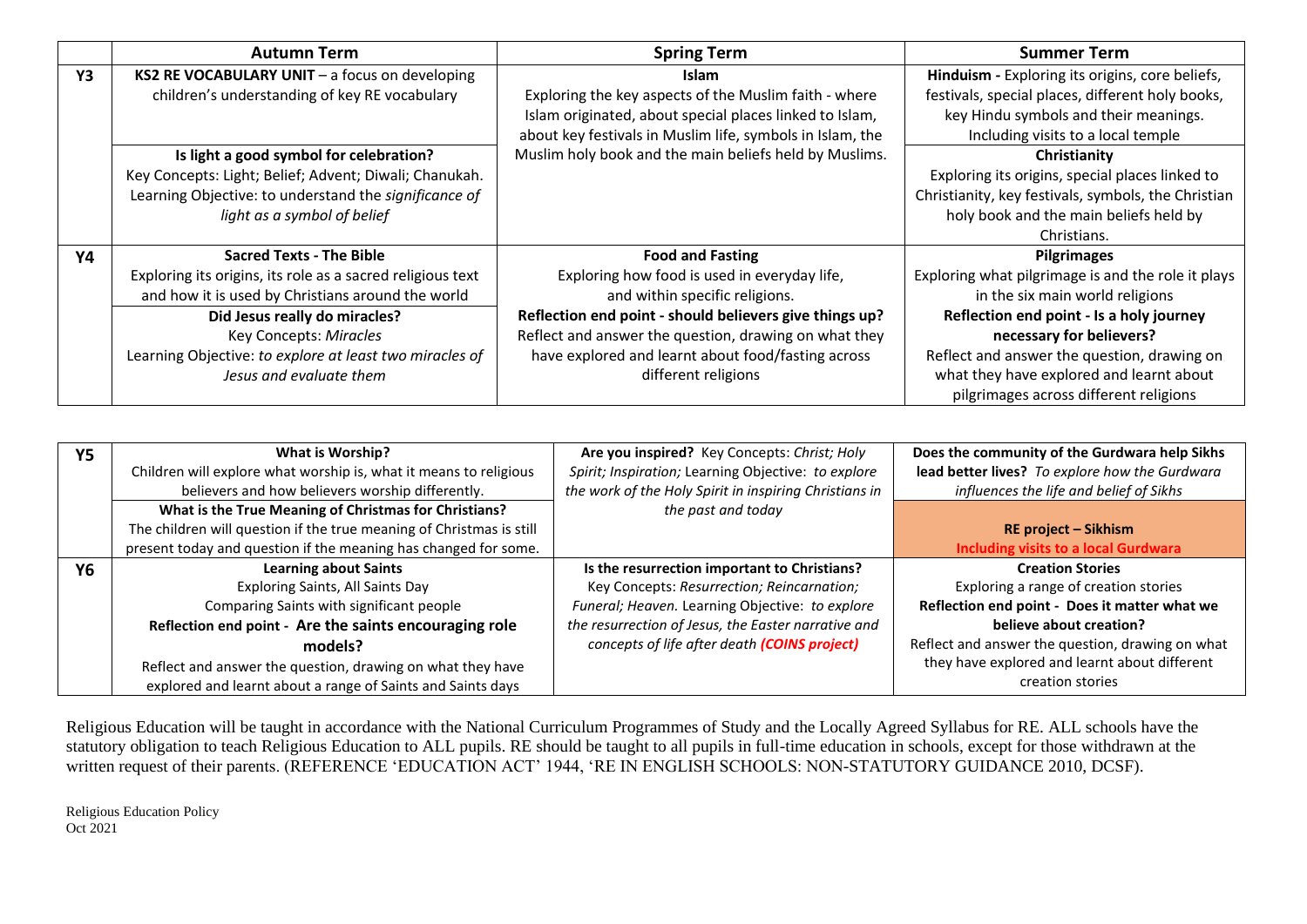| | Autumn Term | Spring Term | Summer Term |
|---|---|---|---|
| Y3 | **KS2 RE VOCABULARY UNIT** – a focus on developing children's understanding of key RE vocabulary<br><br>**Is light a good symbol for celebration?**<br>Key Concepts: Light; Belief; Advent; Diwali; Chanukah.<br>Learning Objective: to understand the *significance of light as a symbol of belief* | **Islam**<br>Exploring the key aspects of the Muslim faith - where Islam originated, about special places linked to Islam, about key festivals in Muslim life, symbols in Islam, the Muslim holy book and the main beliefs held by Muslims. | **Hinduism -** Exploring its origins, core beliefs, festivals, special places, different holy books, key Hindu symbols and their meanings. Including visits to a local temple<br><br>**Christianity**<br>Exploring its origins, special places linked to Christianity, key festivals, symbols, the Christian holy book and the main beliefs held by Christians. |
| Y4 | **Sacred Texts - The Bible**<br>Exploring its origins, its role as a sacred religious text and how it is used by Christians around the world<br><br>**Did Jesus really do miracles?**<br>Key Concepts: *Miracles*<br>Learning Objective: *to explore at least two miracles of Jesus and evaluate them* | **Food and Fasting**<br>Exploring how food is used in everyday life, and within specific religions.<br>**Reflection end point - should believers give things up?**<br>Reflect and answer the question, drawing on what they have explored and learnt about food/fasting across different religions | **Pilgrimages**<br>Exploring what pilgrimage is and the role it plays in the six main world religions<br>**Reflection end point - Is a holy journey necessary for believers?**<br>Reflect and answer the question, drawing on what they have explored and learnt about pilgrimages across different religions |

| | | | |
|---|---|---|---|
| Y5 | **What is Worship?**<br>Children will explore what worship is, what it means to religious believers and how believers worship differently.<br><br>**What is the True Meaning of Christmas for Christians?**<br>The children will question if the true meaning of Christmas is still present today and question if the meaning has changed for some. | **Are you inspired?** Key Concepts: *Christ; Holy Spirit; Inspiration;* Learning Objective: *to explore the work of the Holy Spirit in inspiring Christians in the past and today* | **Does the community of the Gurdwara help Sikhs lead better lives?** *To explore how the Gurdwara influences the life and belief of Sikhs*<br><br>**RE project – Sikhism**<br>**Including visits to a local Gurdwara** |
| Y6 | **Learning about Saints**<br>Exploring Saints, All Saints Day<br>Comparing Saints with significant people<br>**Reflection end point - Are the saints encouraging role models?**<br>Reflect and answer the question, drawing on what they have explored and learnt about a range of Saints and Saints days | **Is the resurrection important to Christians?**<br>Key Concepts: *Resurrection; Reincarnation; Funeral; Heaven.* Learning Objective: *to explore the resurrection of Jesus, the Easter narrative and concepts of life after death* ***(COINS project)*** | **Creation Stories**<br>Exploring a range of creation stories<br>**Reflection end point - Does it matter what we believe about creation?**<br>Reflect and answer the question, drawing on what they have explored and learnt about different creation stories |

Religious Education will be taught in accordance with the National Curriculum Programmes of Study and the Locally Agreed Syllabus for RE. ALL schools have the statutory obligation to teach Religious Education to ALL pupils. RE should be taught to all pupils in full-time education in schools, except for those withdrawn at the written request of their parents. (REFERENCE 'EDUCATION ACT' 1944, 'RE IN ENGLISH SCHOOLS: NON-STATUTORY GUIDANCE 2010, DCSF).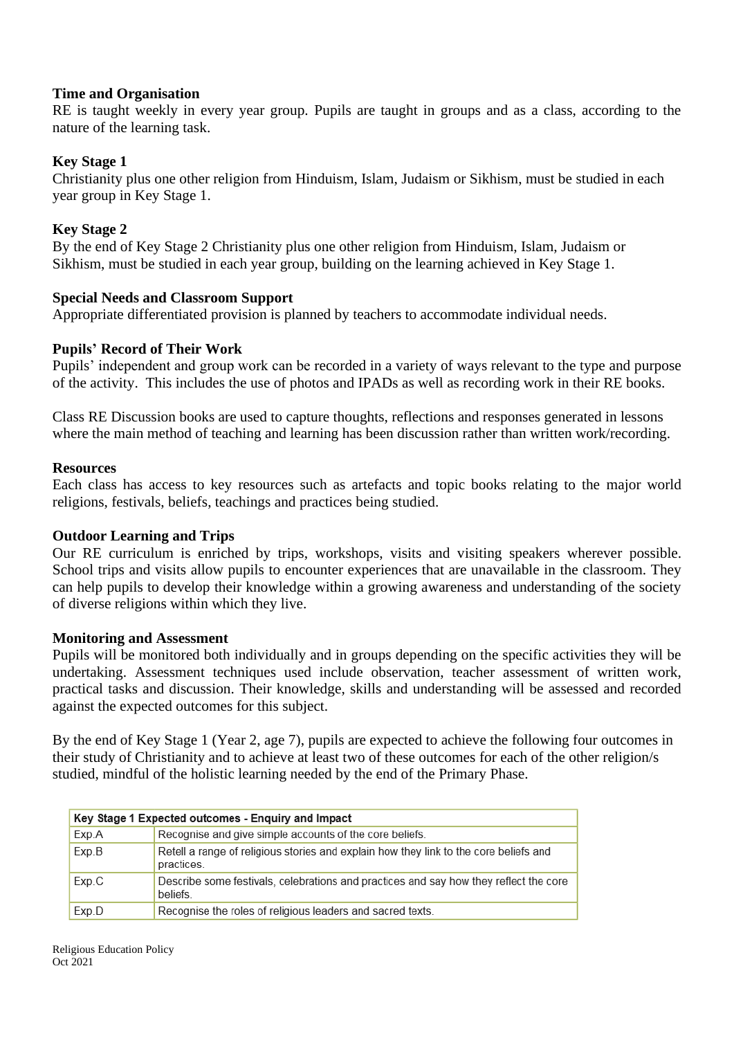### Time and Organisation

RE is taught weekly in every year group. Pupils are taught in groups and as a class, according to the nature of the learning task.

### Key Stage 1

Christianity plus one other religion from Hinduism, Islam, Judaism or Sikhism, must be studied in each year group in Key Stage 1.

### Key Stage 2

By the end of Key Stage 2 Christianity plus one other religion from Hinduism, Islam, Judaism or Sikhism, must be studied in each year group, building on the learning achieved in Key Stage 1.

### Special Needs and Classroom Support

Appropriate differentiated provision is planned by teachers to accommodate individual needs.

### Pupils' Record of Their Work

Pupils' independent and group work can be recorded in a variety of ways relevant to the type and purpose of the activity. This includes the use of photos and IPADs as well as recording work in their RE books.

Class RE Discussion books are used to capture thoughts, reflections and responses generated in lessons where the main method of teaching and learning has been discussion rather than written work/recording.

### Resources

Each class has access to key resources such as artefacts and topic books relating to the major world religions, festivals, beliefs, teachings and practices being studied.

### Outdoor Learning and Trips

Our RE curriculum is enriched by trips, workshops, visits and visiting speakers wherever possible. School trips and visits allow pupils to encounter experiences that are unavailable in the classroom. They can help pupils to develop their knowledge within a growing awareness and understanding of the society of diverse religions within which they live.

### Monitoring and Assessment

Pupils will be monitored both individually and in groups depending on the specific activities they will be undertaking. Assessment techniques used include observation, teacher assessment of written work, practical tasks and discussion. Their knowledge, skills and understanding will be assessed and recorded against the expected outcomes for this subject.

By the end of Key Stage 1 (Year 2, age 7), pupils are expected to achieve the following four outcomes in their study of Christianity and to achieve at least two of these outcomes for each of the other religion/s studied, mindful of the holistic learning needed by the end of the Primary Phase.

| Key Stage 1 Expected outcomes - Enquiry and Impact | |
|---|---|
| Exp.A | Recognise and give simple accounts of the core beliefs. |
| Exp.B | Retell a range of religious stories and explain how they link to the core beliefs and practices. |
| Exp.C | Describe some festivals, celebrations and practices and say how they reflect the core beliefs. |
| Exp.D | Recognise the roles of religious leaders and sacred texts. |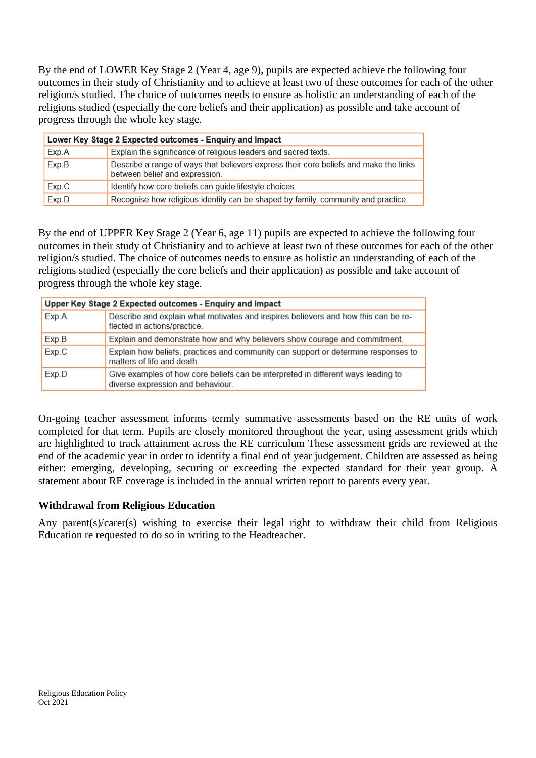By the end of LOWER Key Stage 2 (Year 4, age 9), pupils are expected achieve the following four outcomes in their study of Christianity and to achieve at least two of these outcomes for each of the other religion/s studied. The choice of outcomes needs to ensure as holistic an understanding of each of the religions studied (especially the core beliefs and their application) as possible and take account of progress through the whole key stage.

| Lower Key Stage 2 Expected outcomes - Enquiry and Impact | |
|---|---|
| Exp.A | Explain the significance of religious leaders and sacred texts. |
| Exp.B | Describe a range of ways that believers express their core beliefs and make the links between belief and expression. |
| Exp.C | Identify how core beliefs can guide lifestyle choices. |
| Exp.D | Recognise how religious identity can be shaped by family, community and practice. |

By the end of UPPER Key Stage 2 (Year 6, age 11) pupils are expected to achieve the following four outcomes in their study of Christianity and to achieve at least two of these outcomes for each of the other religion/s studied. The choice of outcomes needs to ensure as holistic an understanding of each of the religions studied (especially the core beliefs and their application) as possible and take account of progress through the whole key stage.

| Upper Key Stage 2 Expected outcomes - Enquiry and Impact | |
|---|---|
| Exp.A | Describe and explain what motivates and inspires believers and how this can be reflected in actions/practice. |
| Exp.B | Explain and demonstrate how and why believers show courage and commitment. |
| Exp.C | Explain how beliefs, practices and community can support or determine responses to matters of life and death. |
| Exp.D | Give examples of how core beliefs can be interpreted in different ways leading to diverse expression and behaviour. |

On-going teacher assessment informs termly summative assessments based on the RE units of work completed for that term. Pupils are closely monitored throughout the year, using assessment grids which are highlighted to track attainment across the RE curriculum These assessment grids are reviewed at the end of the academic year in order to identify a final end of year judgement. Children are assessed as being either: emerging, developing, securing or exceeding the expected standard for their year group. A statement about RE coverage is included in the annual written report to parents every year.

### Withdrawal from Religious Education

Any parent(s)/carer(s) wishing to exercise their legal right to withdraw their child from Religious Education re requested to do so in writing to the Headteacher.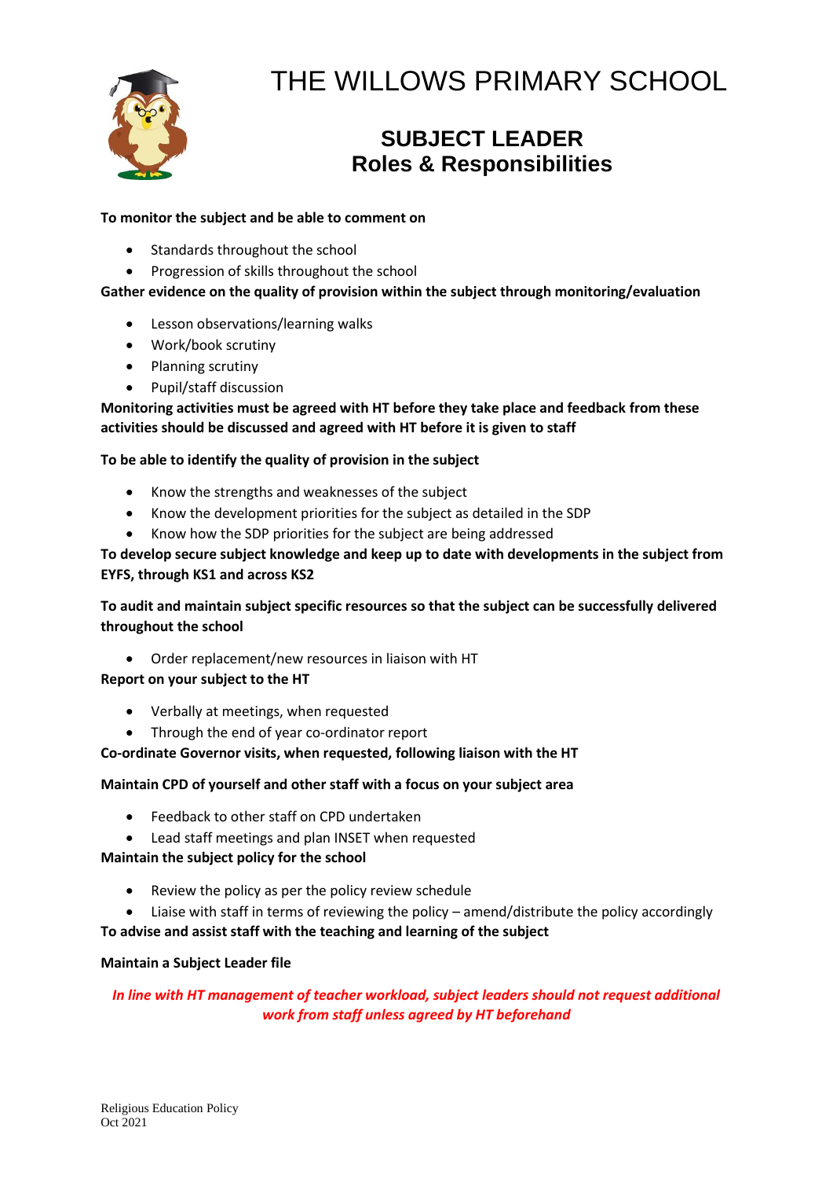# THE WILLOWS PRIMARY SCHOOL

## SUBJECT LEADER
## Roles & Responsibilities

**To monitor the subject and be able to comment on**

- Standards throughout the school
- Progression of skills throughout the school

**Gather evidence on the quality of provision within the subject through monitoring/evaluation**

- Lesson observations/learning walks
- Work/book scrutiny
- Planning scrutiny
- Pupil/staff discussion

**Monitoring activities must be agreed with HT before they take place and feedback from these activities should be discussed and agreed with HT before it is given to staff**

**To be able to identify the quality of provision in the subject**

- Know the strengths and weaknesses of the subject
- Know the development priorities for the subject as detailed in the SDP
- Know how the SDP priorities for the subject are being addressed

**To develop secure subject knowledge and keep up to date with developments in the subject from EYFS, through KS1 and across KS2**

**To audit and maintain subject specific resources so that the subject can be successfully delivered throughout the school**

- Order replacement/new resources in liaison with HT

**Report on your subject to the HT**

- Verbally at meetings, when requested
- Through the end of year co-ordinator report

**Co-ordinate Governor visits, when requested, following liaison with the HT**

**Maintain CPD of yourself and other staff with a focus on your subject area**

- Feedback to other staff on CPD undertaken
- Lead staff meetings and plan INSET when requested

**Maintain the subject policy for the school**

- Review the policy as per the policy review schedule
- Liaise with staff in terms of reviewing the policy – amend/distribute the policy accordingly

**To advise and assist staff with the teaching and learning of the subject**

**Maintain a Subject Leader file**

***In line with HT management of teacher workload, subject leaders should not request additional work from staff unless agreed by HT beforehand***